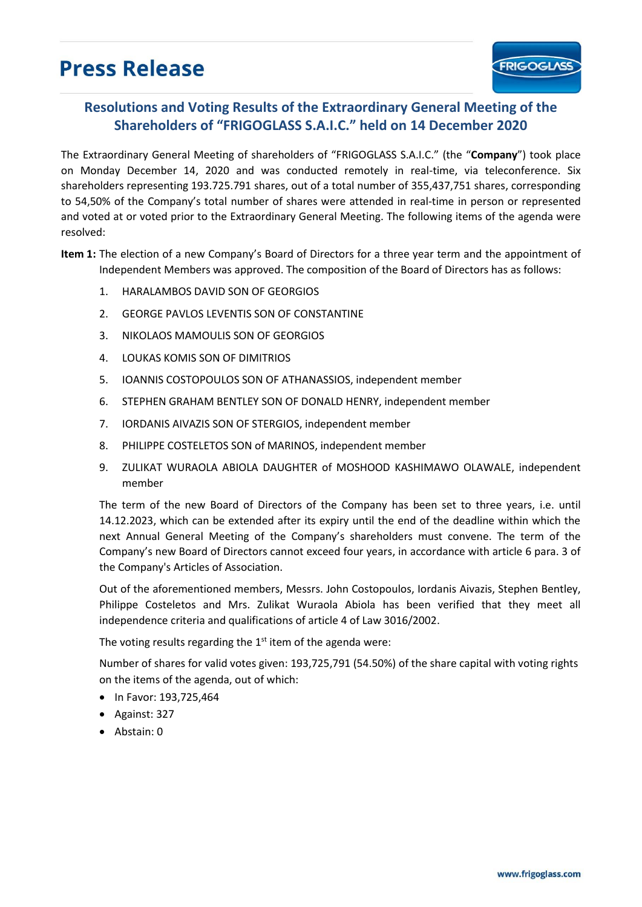# Press Release

## Resolutions and Voting Results of the Extraordinary General Meeting of the Shareholders of "FRIGOGLASS S.A.I.C." held on 14 December 2020

The Extraordinary General Meeting of shareholders of "FRIGOGLASS S.A.I.C." (the "**Company**") took place on Monday December 14, 2020 and was conducted remotely in real-time, via teleconference. Six shareholders representing 193.725.791 shares, out of a total number of 355,437,751 shares, corresponding to 54,50% of the Company's total number of shares were attended in real-time in person or represented and voted at or voted prior to the Extraordinary General Meeting. The following items of the agenda were resolved:

**Item 1:** The election of a new Company's Board of Directors for a three year term and the appointment of Independent Members was approved. The composition of the Board of Directors has as follows:

1. HARALAMBOS DAVID SON OF GEORGIOS
2. GEORGE PAVLOS LEVENTIS SON OF CONSTANTINE
3. NIKOLAOS MAMOULIS SON OF GEORGIOS
4. LOUKAS KOMIS SON OF DIMITRIOS
5. IOANNIS COSTOPOULOS SON OF ATHANASSIOS, independent member
6. STEPHEN GRAHAM BENTLEY SON OF DONALD HENRY, independent member
7. IORDANIS AIVAZIS SON OF STERGIOS, independent member
8. PHILIPPE COSTELETOS SON of MARINOS, independent member
9. ZULIKAT WURAOLA ABIOLA DAUGHTER of MOSHOOD KASHIMAWO OLAWALE, independent member

The term of the new Board of Directors of the Company has been set to three years, i.e. until 14.12.2023, which can be extended after its expiry until the end of the deadline within which the next Annual General Meeting of the Company's shareholders must convene. The term of the Company's new Board of Directors cannot exceed four years, in accordance with article 6 para. 3 of the Company's Articles of Association.

Out of the aforementioned members, Messrs. John Costopoulos, Iordanis Aivazis, Stephen Bentley, Philippe Costeletos and Mrs. Zulikat Wuraola Abiola has been verified that they meet all independence criteria and qualifications of article 4 of Law 3016/2002.

The voting results regarding the 1st item of the agenda were:

Number of shares for valid votes given: 193,725,791 (54.50%) of the share capital with voting rights on the items of the agenda, out of which:

- In Favor: 193,725,464
- Against: 327
- Abstain: 0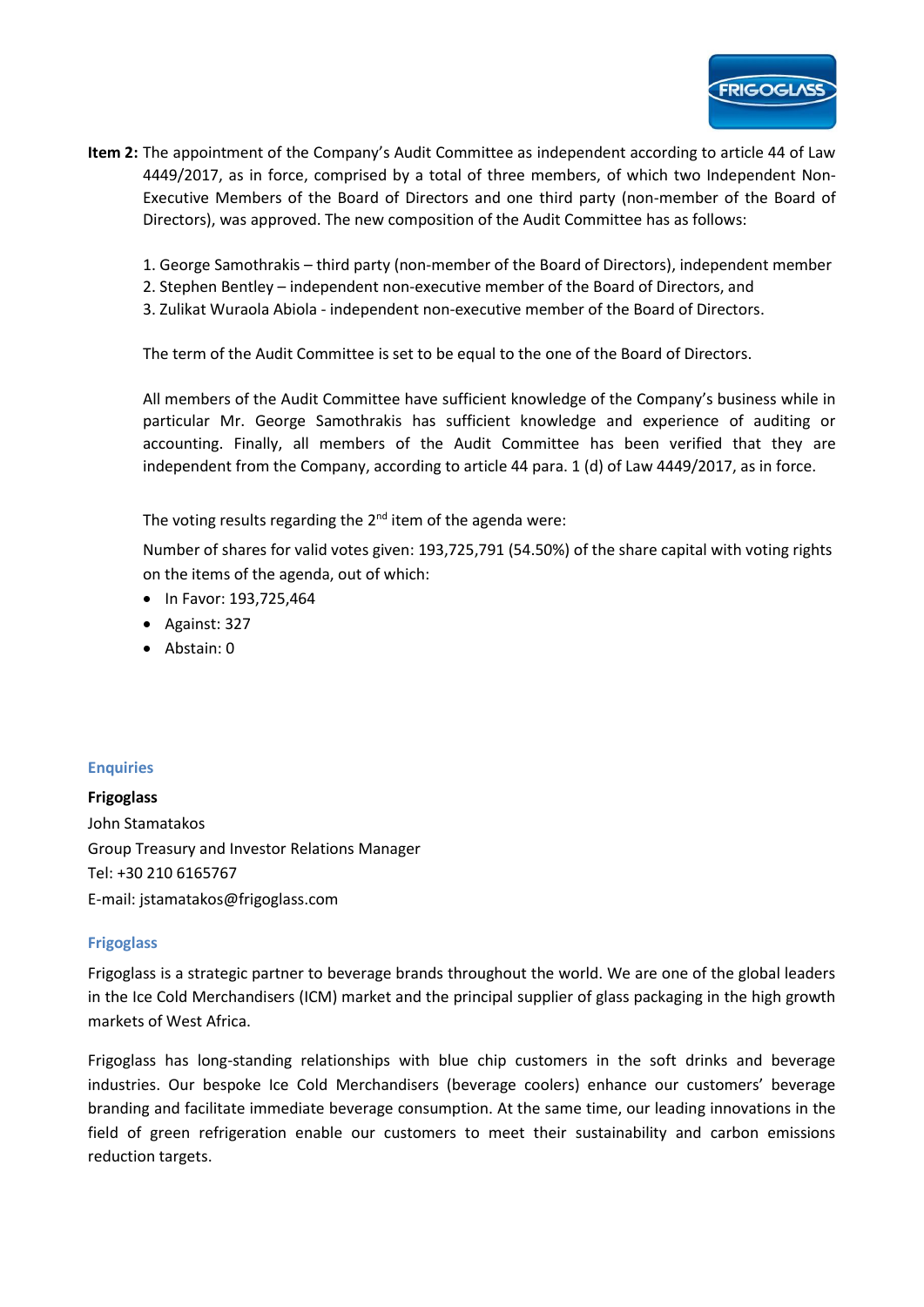**Item 2:** The appointment of the Company's Audit Committee as independent according to article 44 of Law 4449/2017, as in force, comprised by a total of three members, of which two Independent Non-Executive Members of the Board of Directors and one third party (non-member of the Board of Directors), was approved. The new composition of the Audit Committee has as follows:

1. George Samothrakis – third party (non-member of the Board of Directors), independent member
2. Stephen Bentley – independent non-executive member of the Board of Directors, and
3. Zulikat Wuraola Abiola - independent non-executive member of the Board of Directors.

The term of the Audit Committee is set to be equal to the one of the Board of Directors.

All members of the Audit Committee have sufficient knowledge of the Company's business while in particular Mr. George Samothrakis has sufficient knowledge and experience of auditing or accounting. Finally, all members of the Audit Committee has been verified that they are independent from the Company, according to article 44 para. 1 (d) of Law 4449/2017, as in force.

The voting results regarding the 2nd item of the agenda were:

Number of shares for valid votes given: 193,725,791 (54.50%) of the share capital with voting rights on the items of the agenda, out of which:

- In Favor: 193,725,464
- Against: 327
- Abstain: 0

### Enquiries

**Frigoglass**
John Stamatakos
Group Treasury and Investor Relations Manager
Tel: +30 210 6165767
E-mail: jstamatakos@frigoglass.com

### Frigoglass

Frigoglass is a strategic partner to beverage brands throughout the world. We are one of the global leaders in the Ice Cold Merchandisers (ICM) market and the principal supplier of glass packaging in the high growth markets of West Africa.

Frigoglass has long-standing relationships with blue chip customers in the soft drinks and beverage industries. Our bespoke Ice Cold Merchandisers (beverage coolers) enhance our customers' beverage branding and facilitate immediate beverage consumption. At the same time, our leading innovations in the field of green refrigeration enable our customers to meet their sustainability and carbon emissions reduction targets.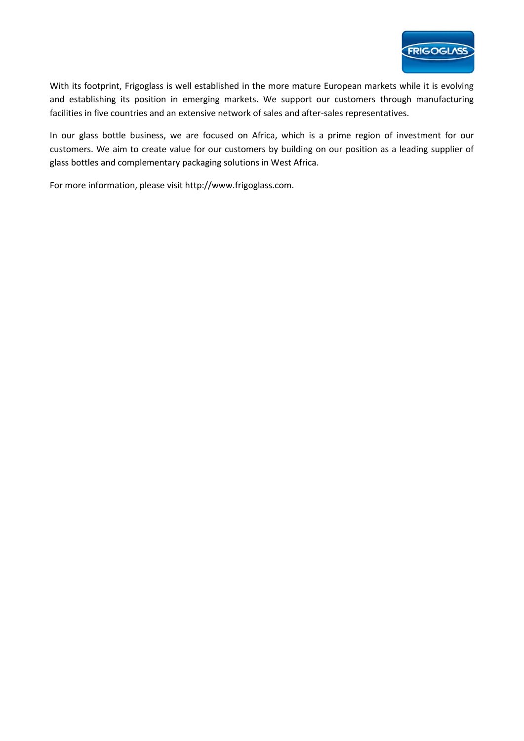With its footprint, Frigoglass is well established in the more mature European markets while it is evolving and establishing its position in emerging markets. We support our customers through manufacturing facilities in five countries and an extensive network of sales and after-sales representatives.

In our glass bottle business, we are focused on Africa, which is a prime region of investment for our customers. We aim to create value for our customers by building on our position as a leading supplier of glass bottles and complementary packaging solutions in West Africa.

For more information, please visit http://www.frigoglass.com.